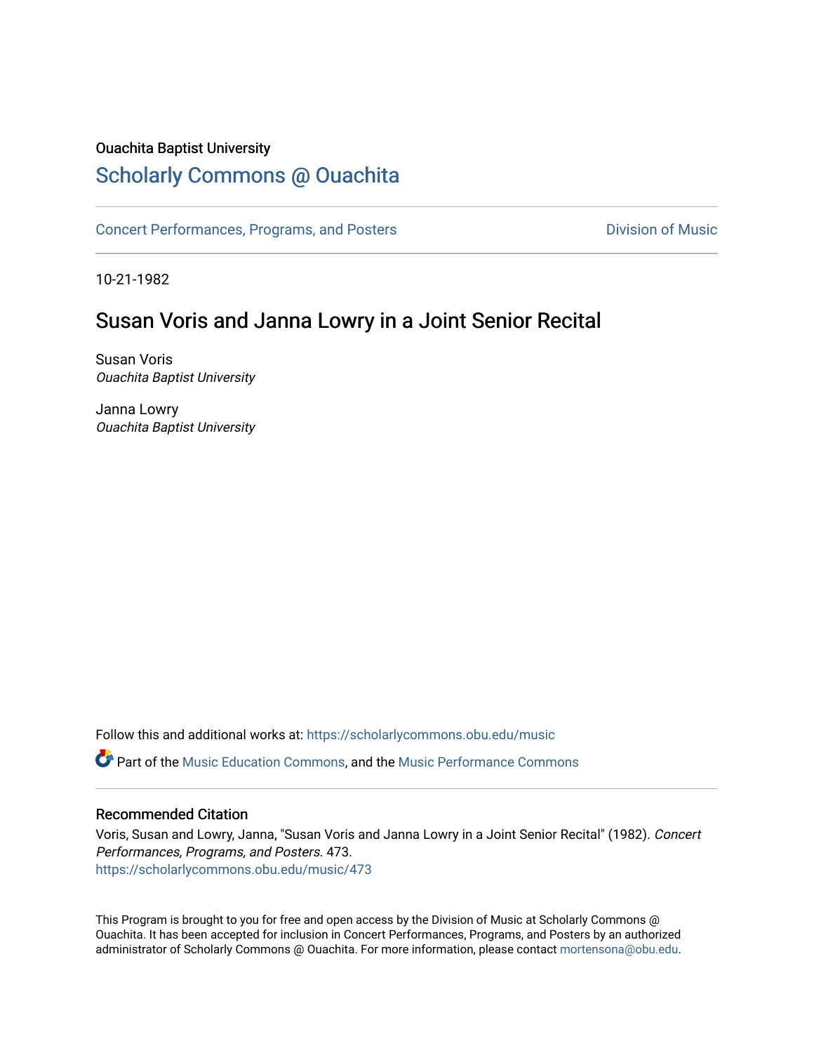Ouachita Baptist University

# Scholarly Commons @ Ouachita

Concert Performances, Programs, and Posters | Division of Music

10-21-1982

## Susan Voris and Janna Lowry in a Joint Senior Recital

Susan Voris
*Ouachita Baptist University*

Janna Lowry
*Ouachita Baptist University*

Follow this and additional works at: https://scholarlycommons.obu.edu/music

Part of the Music Education Commons, and the Music Performance Commons

### Recommended Citation

Voris, Susan and Lowry, Janna, "Susan Voris and Janna Lowry in a Joint Senior Recital" (1982). *Concert Performances, Programs, and Posters*. 473.
https://scholarlycommons.obu.edu/music/473

This Program is brought to you for free and open access by the Division of Music at Scholarly Commons @ Ouachita. It has been accepted for inclusion in Concert Performances, Programs, and Posters by an authorized administrator of Scholarly Commons @ Ouachita. For more information, please contact mortensona@obu.edu.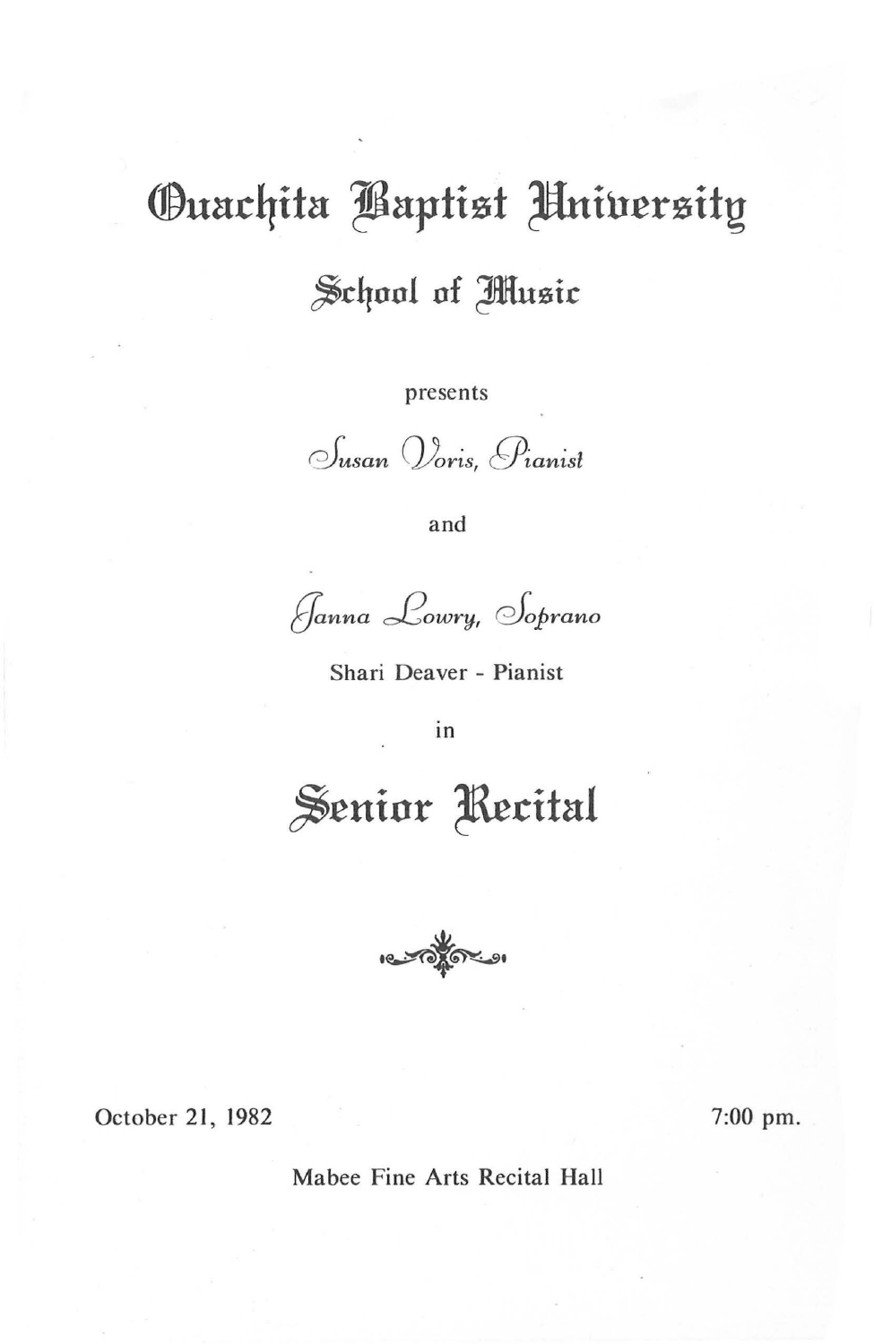# Ouachita Baptist University

## School of Music

presents

*Susan Voris, Pianist*

and

*Janna Lowry, Soprano*

Shari Deaver - Pianist

in

# Senior Recital

October 21, 1982

7:00 pm.

Mabee Fine Arts Recital Hall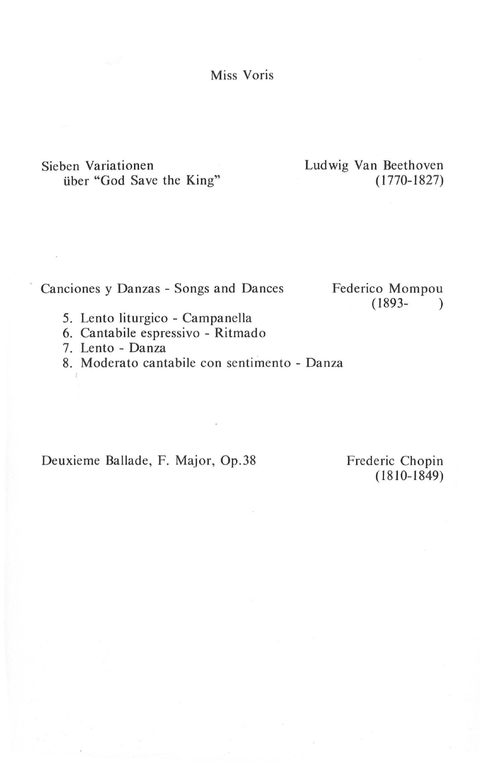Miss Voris

Sieben Variationen
über "God Save the King"

Ludwig Van Beethoven
(1770-1827)

Canciones y Danzas - Songs and Dances

Federico Mompou
(1893- )

5. Lento liturgico - Campanella
6. Cantabile espressivo - Ritmado
7. Lento - Danza
8. Moderato cantabile con sentimento - Danza

Deuxieme Ballade, F. Major, Op.38

Frederic Chopin
(1810-1849)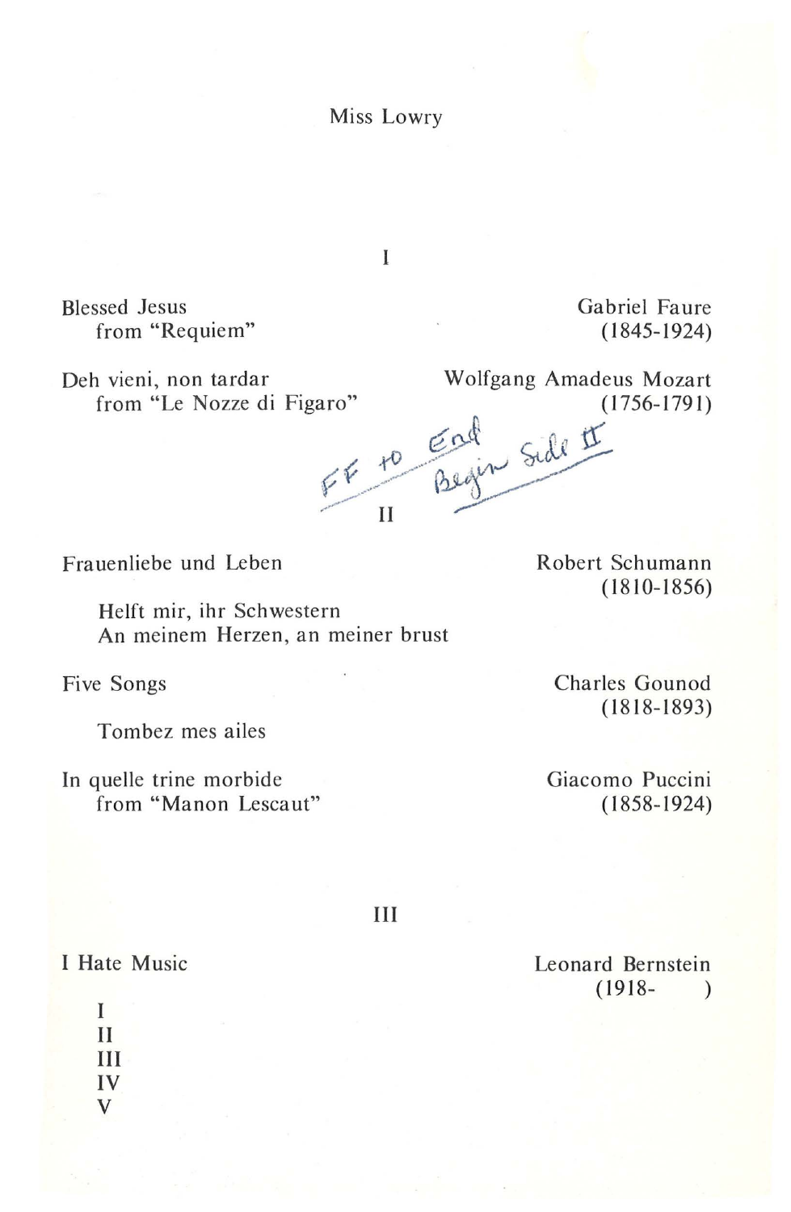Miss Lowry

## I

Blessed Jesus
  from "Requiem"
Gabriel Faure
(1845-1924)

Deh vieni, non tardar
  from "Le Nozze di Figaro"
Wolfgang Amadeus Mozart
(1756-1791)

FF to End
Begin Side II

## II

Frauenliebe und Leben
Robert Schumann
(1810-1856)

  Helft mir, ihr Schwestern
  An meinem Herzen, an meiner brust

Five Songs
Charles Gounod
(1818-1893)

  Tombez mes ailes

In quelle trine morbide
  from "Manon Lescaut"
Giacomo Puccini
(1858-1924)

## III

I Hate Music
Leonard Bernstein
(1918-    )

  I
  II
  III
  IV
  V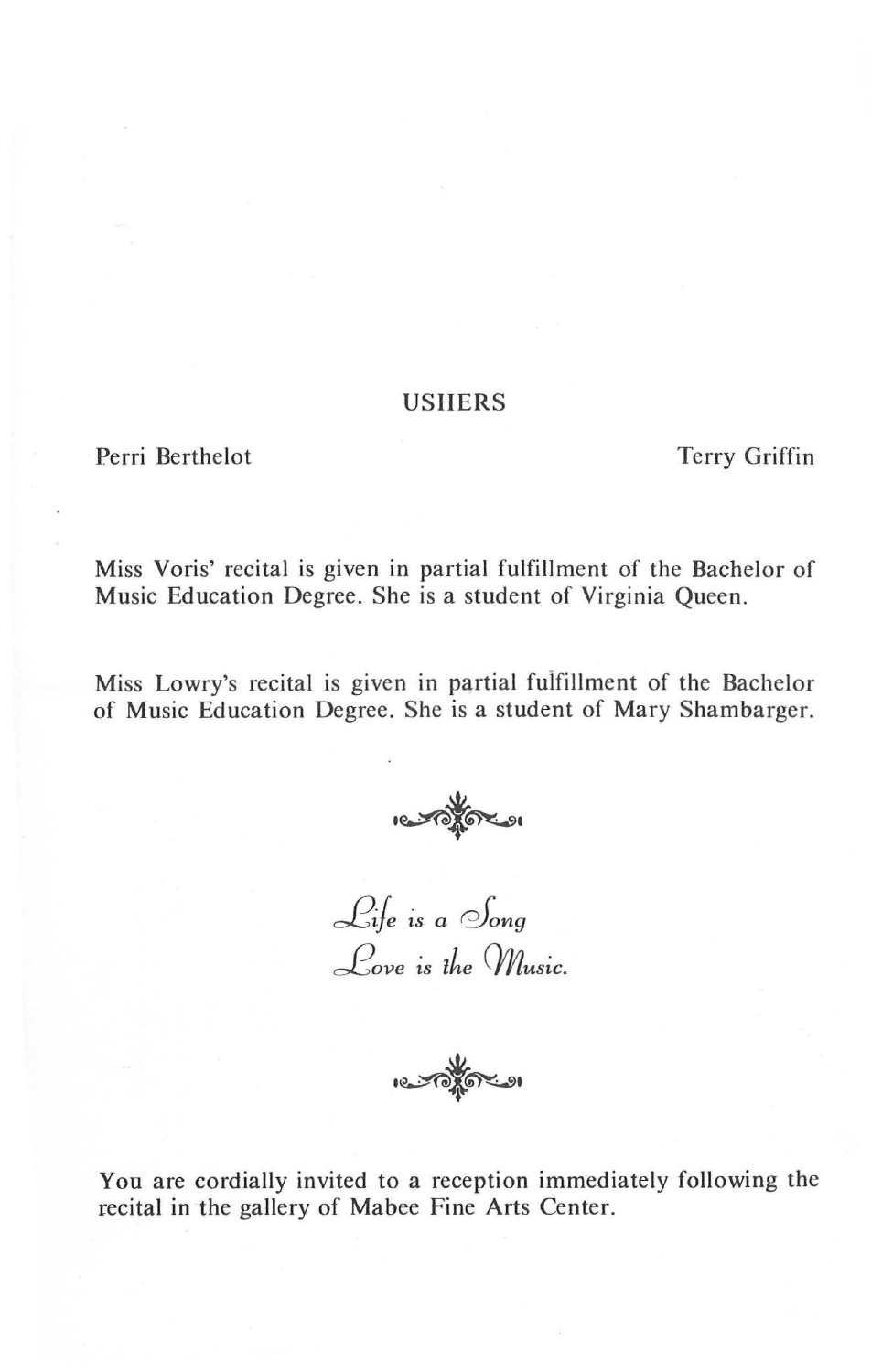## USHERS

Perri Berthelot | Terry Griffin

Miss Voris' recital is given in partial fulfillment of the Bachelor of Music Education Degree. She is a student of Virginia Queen.

Miss Lowry's recital is given in partial fulfillment of the Bachelor of Music Education Degree. She is a student of Mary Shambarger.

*Life is a Song*
*Love is the Music.*

You are cordially invited to a reception immediately following the recital in the gallery of Mabee Fine Arts Center.